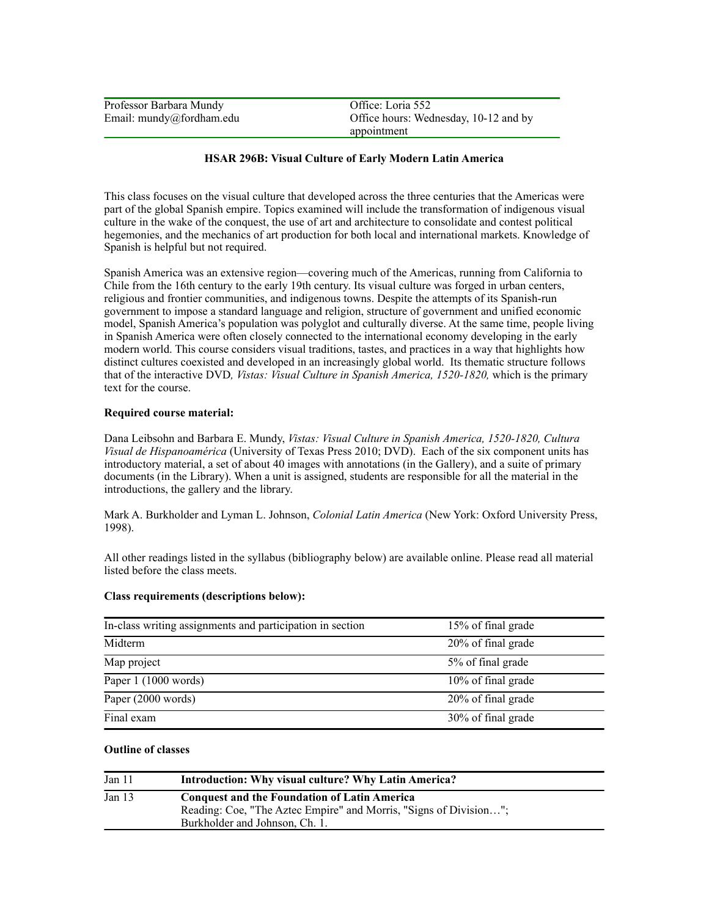| Professor Barbara Mundy | Office: Loria 552 |
| --- | --- |
| Email: mundy@fordham.edu | Office hours: Wednesday, 10-12 and by appointment |

### HSAR 296B: Visual Culture of Early Modern Latin America

This class focuses on the visual culture that developed across the three centuries that the Americas were part of the global Spanish empire. Topics examined will include the transformation of indigenous visual culture in the wake of the conquest, the use of art and architecture to consolidate and contest political hegemonies, and the mechanics of art production for both local and international markets. Knowledge of Spanish is helpful but not required.

Spanish America was an extensive region—covering much of the Americas, running from California to Chile from the 16th century to the early 19th century. Its visual culture was forged in urban centers, religious and frontier communities, and indigenous towns. Despite the attempts of its Spanish-run government to impose a standard language and religion, structure of government and unified economic model, Spanish America's population was polyglot and culturally diverse. At the same time, people living in Spanish America were often closely connected to the international economy developing in the early modern world. This course considers visual traditions, tastes, and practices in a way that highlights how distinct cultures coexisted and developed in an increasingly global world. Its thematic structure follows that of the interactive DVD*, Vistas: Visual Culture in Spanish America, 1520-1820,* which is the primary text for the course.

**Required course material:**

Dana Leibsohn and Barbara E. Mundy, *Vistas: Visual Culture in Spanish America, 1520-1820, Cultura Visual de Hispanoamérica* (University of Texas Press 2010; DVD). Each of the six component units has introductory material, a set of about 40 images with annotations (in the Gallery), and a suite of primary documents (in the Library). When a unit is assigned, students are responsible for all the material in the introductions, the gallery and the library.

Mark A. Burkholder and Lyman L. Johnson, *Colonial Latin America* (New York: Oxford University Press, 1998).

All other readings listed in the syllabus (bibliography below) are available online. Please read all material listed before the class meets.

**Class requirements (descriptions below):**

| Requirement | Weight |
| --- | --- |
| In-class writing assignments and participation in section | 15% of final grade |
| Midterm | 20% of final grade |
| Map project | 5% of final grade |
| Paper 1 (1000 words) | 10% of final grade |
| Paper (2000 words) | 20% of final grade |
| Final exam | 30% of final grade |

**Outline of classes**

| Date | Topic |
| --- | --- |
| Jan 11 | **Introduction: Why visual culture? Why Latin America?** |
| Jan 13 | **Conquest and the Foundation of Latin America**<br>Reading: Coe, "The Aztec Empire" and Morris, "Signs of Division…"; Burkholder and Johnson, Ch. 1. |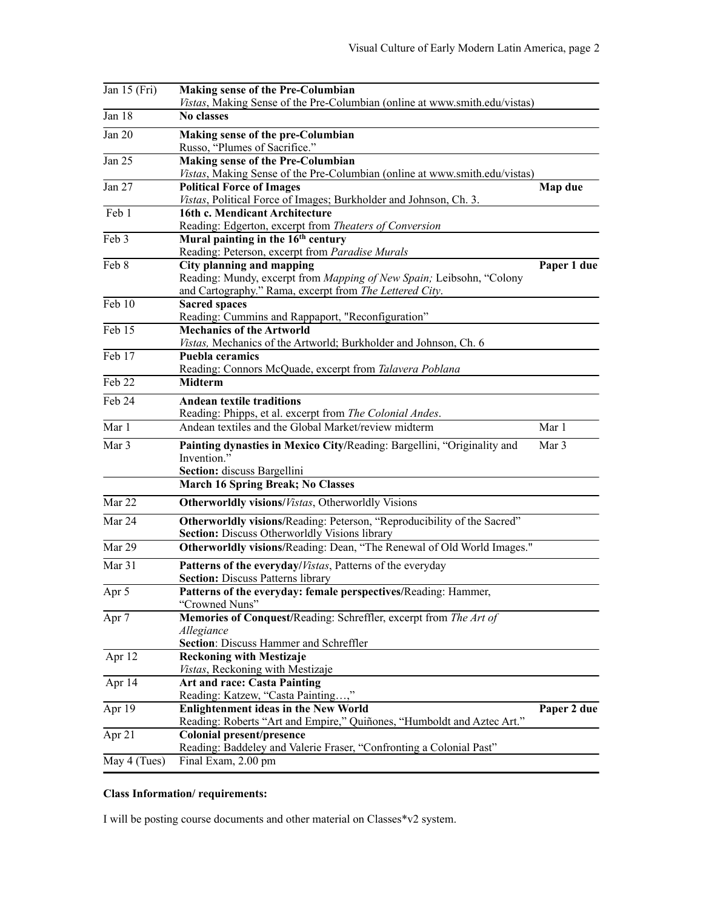| | | |
|---|---|---|
| Jan 15 (Fri) | **Making sense of the Pre-Columbian**<br>*Vistas*, Making Sense of the Pre-Columbian (online at www.smith.edu/vistas) | |
| Jan 18 | **No classes** | |
| Jan 20 | **Making sense of the pre-Columbian**<br>Russo, "Plumes of Sacrifice." | |
| Jan 25 | **Making sense of the Pre-Columbian**<br>*Vistas*, Making Sense of the Pre-Columbian (online at www.smith.edu/vistas) | |
| Jan 27 | **Political Force of Images**<br>*Vistas*, Political Force of Images; Burkholder and Johnson, Ch. 3. | **Map due** |
| Feb 1 | **16th c. Mendicant Architecture**<br>Reading: Edgerton, excerpt from *Theaters of Conversion* | |
| Feb 3 | **Mural painting in the 16th century**<br>Reading: Peterson, excerpt from *Paradise Murals* | |
| Feb 8 | **City planning and mapping**<br>Reading: Mundy, excerpt from *Mapping of New Spain;* Leibsohn, "Colony and Cartography." Rama, excerpt from *The Lettered City*. | **Paper 1 due** |
| Feb 10 | **Sacred spaces**<br>Reading: Cummins and Rappaport, "Reconfiguration" | |
| Feb 15 | **Mechanics of the Artworld**<br>*Vistas,* Mechanics of the Artworld; Burkholder and Johnson, Ch. 6 | |
| Feb 17 | **Puebla ceramics**<br>Reading: Connors McQuade, excerpt from *Talavera Poblana* | |
| Feb 22 | **Midterm** | |
| Feb 24 | **Andean textile traditions**<br>Reading: Phipps, et al. excerpt from *The Colonial Andes*. | |
| Mar 1 | Andean textiles and the Global Market/review midterm | Mar 1 |
| Mar 3 | **Painting dynasties in Mexico City**/Reading: Bargellini, "Originality and Invention."<br>**Section:** discuss Bargellini | Mar 3 |
| | **March 16 Spring Break; No Classes** | |
| Mar 22 | **Otherworldly visions/***Vistas*, Otherworldly Visions | |
| Mar 24 | **Otherworldly visions/**Reading: Peterson, "Reproducibility of the Sacred"<br>**Section:** Discuss Otherworldly Visions library | |
| Mar 29 | **Otherworldly visions/**Reading: Dean, "The Renewal of Old World Images." | |
| Mar 31 | **Patterns of the everyday/***Vistas*, Patterns of the everyday<br>**Section:** Discuss Patterns library | |
| Apr 5 | **Patterns of the everyday: female perspectives/**Reading: Hammer, "Crowned Nuns" | |
| Apr 7 | **Memories of Conquest/**Reading: Schreffler, excerpt from *The Art of Allegiance*<br>**Section**: Discuss Hammer and Schreffler | |
| Apr 12 | **Reckoning with Mestizaje**<br>*Vistas*, Reckoning with Mestizaje | |
| Apr 14 | **Art and race: Casta Painting**<br>Reading: Katzew, "Casta Painting…," | |
| Apr 19 | **Enlightenment ideas in the New World**<br>Reading: Roberts "Art and Empire," Quiñones, "Humboldt and Aztec Art." | **Paper 2 due** |
| Apr 21 | **Colonial present/presence**<br>Reading: Baddeley and Valerie Fraser, "Confronting a Colonial Past" | |
| May 4 (Tues) | Final Exam, 2.00 pm | |

**Class Information/ requirements:**

I will be posting course documents and other material on Classes*v2 system.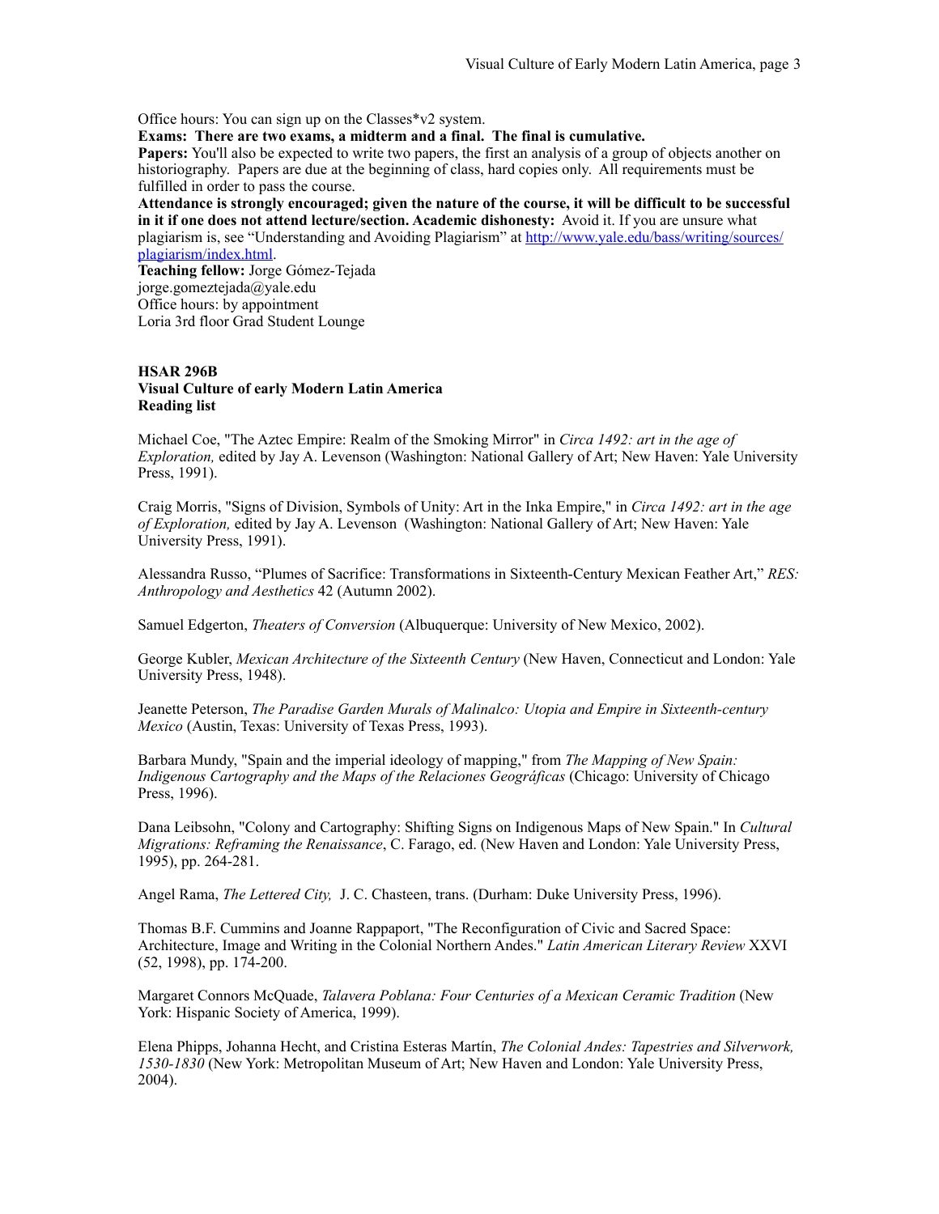Office hours: You can sign up on the Classes*v2 system.

**Exams: There are two exams, a midterm and a final. The final is cumulative.**

**Papers:** You'll also be expected to write two papers, the first an analysis of a group of objects another on historiography. Papers are due at the beginning of class, hard copies only. All requirements must be fulfilled in order to pass the course.

**Attendance is strongly encouraged; given the nature of the course, it will be difficult to be successful in it if one does not attend lecture/section. Academic dishonesty:** Avoid it. If you are unsure what plagiarism is, see "Understanding and Avoiding Plagiarism" at [http://www.yale.edu/bass/writing/sources/plagiarism/index.html](http://www.yale.edu/bass/writing/sources/plagiarism/index.html).

**Teaching fellow:** Jorge Gómez-Tejada
jorge.gomeztejada@yale.edu
Office hours: by appointment
Loria 3rd floor Grad Student Lounge

**HSAR 296B**
**Visual Culture of early Modern Latin America**
**Reading list**

Michael Coe, "The Aztec Empire: Realm of the Smoking Mirror" in *Circa 1492: art in the age of Exploration,* edited by Jay A. Levenson (Washington: National Gallery of Art; New Haven: Yale University Press, 1991).

Craig Morris, "Signs of Division, Symbols of Unity: Art in the Inka Empire," in *Circa 1492: art in the age of Exploration,* edited by Jay A. Levenson (Washington: National Gallery of Art; New Haven: Yale University Press, 1991).

Alessandra Russo, "Plumes of Sacrifice: Transformations in Sixteenth-Century Mexican Feather Art," *RES: Anthropology and Aesthetics* 42 (Autumn 2002).

Samuel Edgerton, *Theaters of Conversion* (Albuquerque: University of New Mexico, 2002).

George Kubler, *Mexican Architecture of the Sixteenth Century* (New Haven, Connecticut and London: Yale University Press, 1948).

Jeanette Peterson, *The Paradise Garden Murals of Malinalco: Utopia and Empire in Sixteenth-century Mexico* (Austin, Texas: University of Texas Press, 1993).

Barbara Mundy, "Spain and the imperial ideology of mapping," from *The Mapping of New Spain: Indigenous Cartography and the Maps of the Relaciones Geográficas* (Chicago: University of Chicago Press, 1996).

Dana Leibsohn, "Colony and Cartography: Shifting Signs on Indigenous Maps of New Spain." In *Cultural Migrations: Reframing the Renaissance*, C. Farago, ed. (New Haven and London: Yale University Press, 1995), pp. 264-281.

Angel Rama, *The Lettered City,* J. C. Chasteen, trans. (Durham: Duke University Press, 1996).

Thomas B.F. Cummins and Joanne Rappaport, "The Reconfiguration of Civic and Sacred Space: Architecture, Image and Writing in the Colonial Northern Andes." *Latin American Literary Review* XXVI (52, 1998), pp. 174-200.

Margaret Connors McQuade, *Talavera Poblana: Four Centuries of a Mexican Ceramic Tradition* (New York: Hispanic Society of America, 1999).

Elena Phipps, Johanna Hecht, and Cristina Esteras Martín, *The Colonial Andes: Tapestries and Silverwork, 1530-1830* (New York: Metropolitan Museum of Art; New Haven and London: Yale University Press, 2004).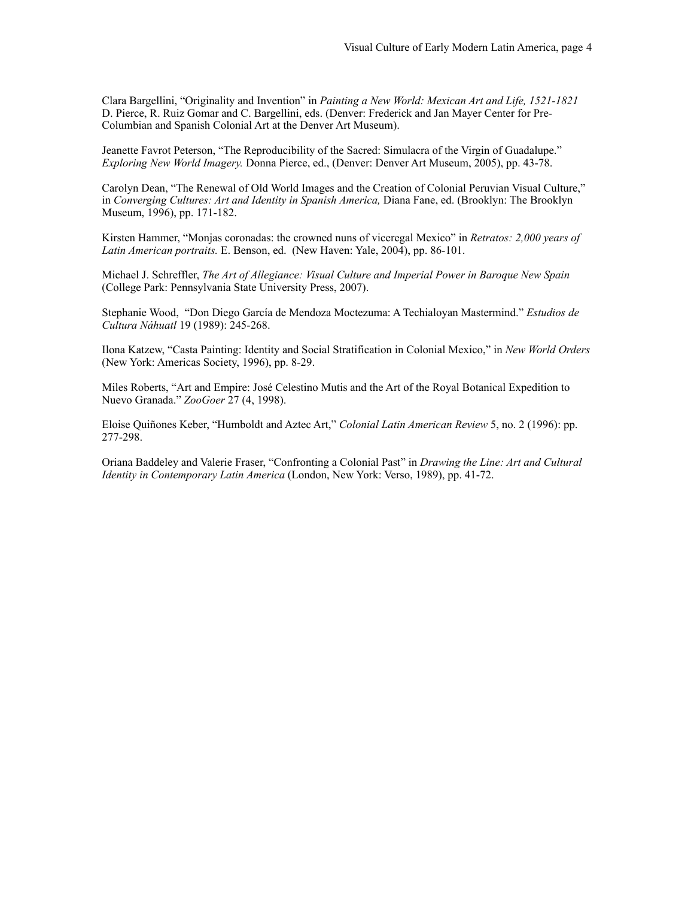Clara Bargellini, “Originality and Invention” in *Painting a New World: Mexican Art and Life, 1521-1821* D. Pierce, R. Ruiz Gomar and C. Bargellini, eds. (Denver: Frederick and Jan Mayer Center for Pre-Columbian and Spanish Colonial Art at the Denver Art Museum).

Jeanette Favrot Peterson, “The Reproducibility of the Sacred: Simulacra of the Virgin of Guadalupe.” *Exploring New World Imagery.* Donna Pierce, ed., (Denver: Denver Art Museum, 2005), pp. 43-78.

Carolyn Dean, “The Renewal of Old World Images and the Creation of Colonial Peruvian Visual Culture,” in *Converging Cultures: Art and Identity in Spanish America,* Diana Fane, ed. (Brooklyn: The Brooklyn Museum, 1996), pp. 171-182.

Kirsten Hammer, “Monjas coronadas: the crowned nuns of viceregal Mexico” in *Retratos: 2,000 years of Latin American portraits.* E. Benson, ed. (New Haven: Yale, 2004), pp. 86-101.

Michael J. Schreffler, *The Art of Allegiance: Visual Culture and Imperial Power in Baroque New Spain* (College Park: Pennsylvania State University Press, 2007).

Stephanie Wood, “Don Diego García de Mendoza Moctezuma: A Techialoyan Mastermind.” *Estudios de Cultura Náhuatl* 19 (1989): 245-268.

Ilona Katzew, “Casta Painting: Identity and Social Stratification in Colonial Mexico,” in *New World Orders* (New York: Americas Society, 1996), pp. 8-29.

Miles Roberts, “Art and Empire: José Celestino Mutis and the Art of the Royal Botanical Expedition to Nuevo Granada.” *ZooGoer* 27 (4, 1998).

Eloise Quiñones Keber, “Humboldt and Aztec Art,” *Colonial Latin American Review* 5, no. 2 (1996): pp. 277-298.

Oriana Baddeley and Valerie Fraser, “Confronting a Colonial Past” in *Drawing the Line: Art and Cultural Identity in Contemporary Latin America* (London, New York: Verso, 1989), pp. 41-72.